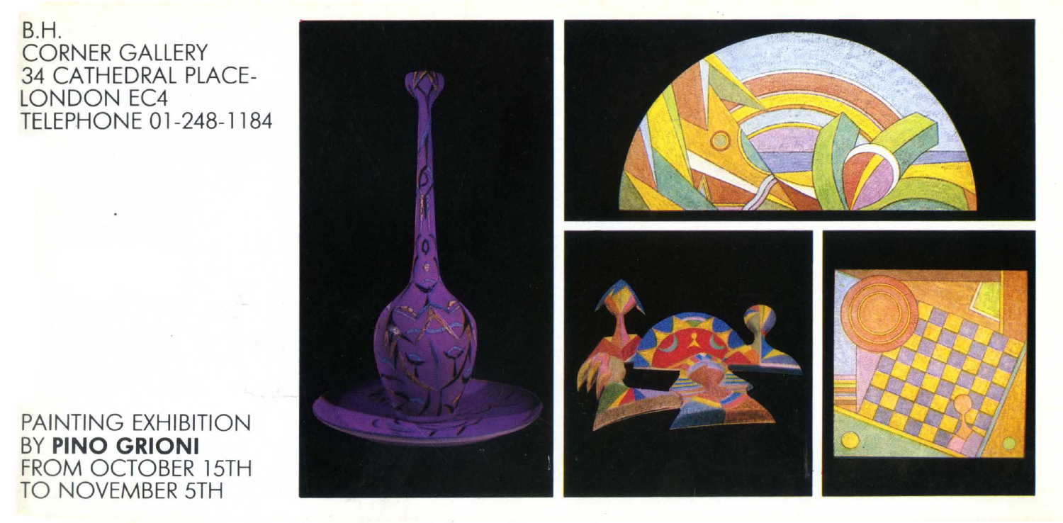B.H.
CORNER GALLERY
34 CATHEDRAL PLACE-
LONDON EC4
TELEPHONE 01-248-1184

PAINTING EXHIBITION
BY **PINO GRIONI**
FROM OCTOBER 15TH
TO NOVEMBER 5TH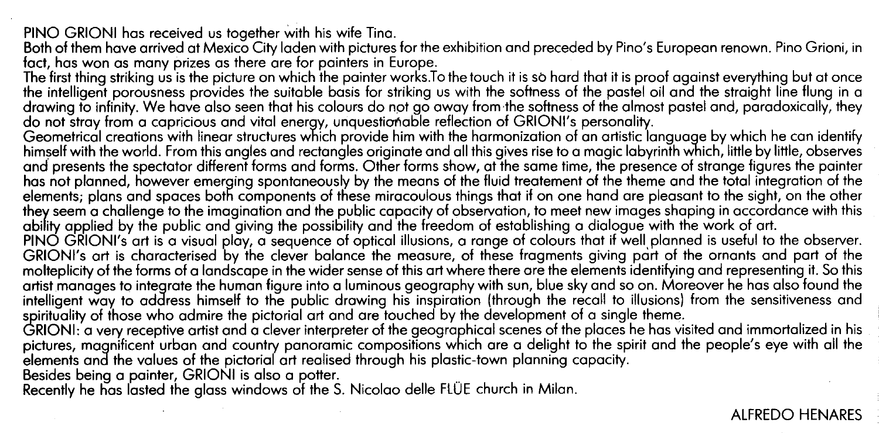PINO GRIONI has received us together with his wife Tina.
Both of them have arrived at Mexico City laden with pictures for the exhibition and preceded by Pino's European renown. Pino Grioni, in fact, has won as many prizes as there are for painters in Europe.
The first thing striking us is the picture on which the painter works.To the touch it is sò hard that it is proof against everything but at once the intelligent porousness provides the suitable basis for striking us with the softness of the pastel oil and the straight line flung in a drawing to infinity. We have also seen that his colours do not go away from the softness of the almost pastel and, paradoxically, they do not stray from a capricious and vital energy, unquestionable reflection of GRIONI's personality.
Geometrical creations with linear structures which provide him with the harmonization of an artistic language by which he can identify himself with the world. From this angles and rectangles originate and all this gives rise to a magic labyrinth which, little by little, observes and presents the spectator different forms and forms. Other forms show, at the same time, the presence of strange figures the painter has not planned, however emerging spontaneously by the means of the fluid treatement of the theme and the total integration of the elements; plans and spaces both components of these miracoulous things that if on one hand are pleasant to the sight, on the other they seem a challenge to the imagination and the public capacity of observation, to meet new images shaping in accordance with this ability applied by the public and giving the possibility and the freedom of establishing a dialogue with the work of art.
PINO GRIONI's art is a visual play, a sequence of optical illusions, a range of colours that if well planned is useful to the observer. GRIONI's art is characterised by the clever balance the measure, of these fragments giving part of the ornants and part of the molteplicity of the forms of a landscape in the wider sense of this art where there are the elements identifying and representing it. So this artist manages to integrate the human figure into a luminous geography with sun, blue sky and so on. Moreover he has also found the intelligent way to address himself to the public drawing his inspiration (through the recall to illusions) from the sensitiveness and spirituality of those who admire the pictorial art and are touched by the development of a single theme.
GRIONI: a very receptive artist and a clever interpreter of the geographical scenes of the places he has visited and immortalized in his pictures, magnificent urban and country panoramic compositions which are a delight to the spirit and the people's eye with all the elements and the values of the pictorial art realised through his plastic-town planning capacity.
Besides being a painter, GRIONI is also a potter.
Recently he has lasted the glass windows of the S. Nicolao delle FLÜE church in Milan.

ALFREDO HENARES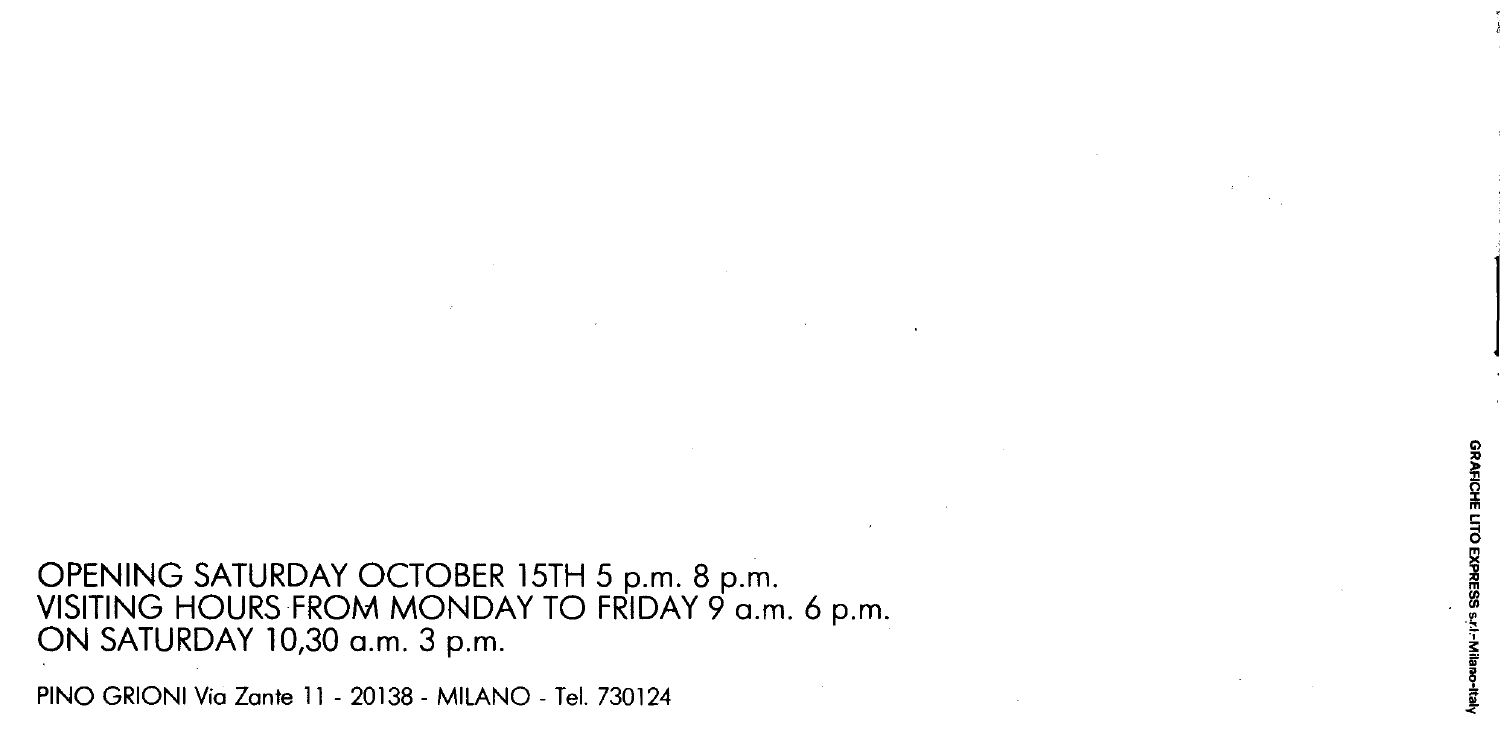OPENING SATURDAY OCTOBER 15TH 5 p.m. 8 p.m.
VISITING HOURS FROM MONDAY TO FRIDAY 9 a.m. 6 p.m.
ON SATURDAY 10,30 a.m. 3 p.m.

PINO GRIONI Via Zante 11 - 20138 - MILANO - Tel. 730124

GRAFICHE LITO EXPRESS s.r.l.-Milano-Italy